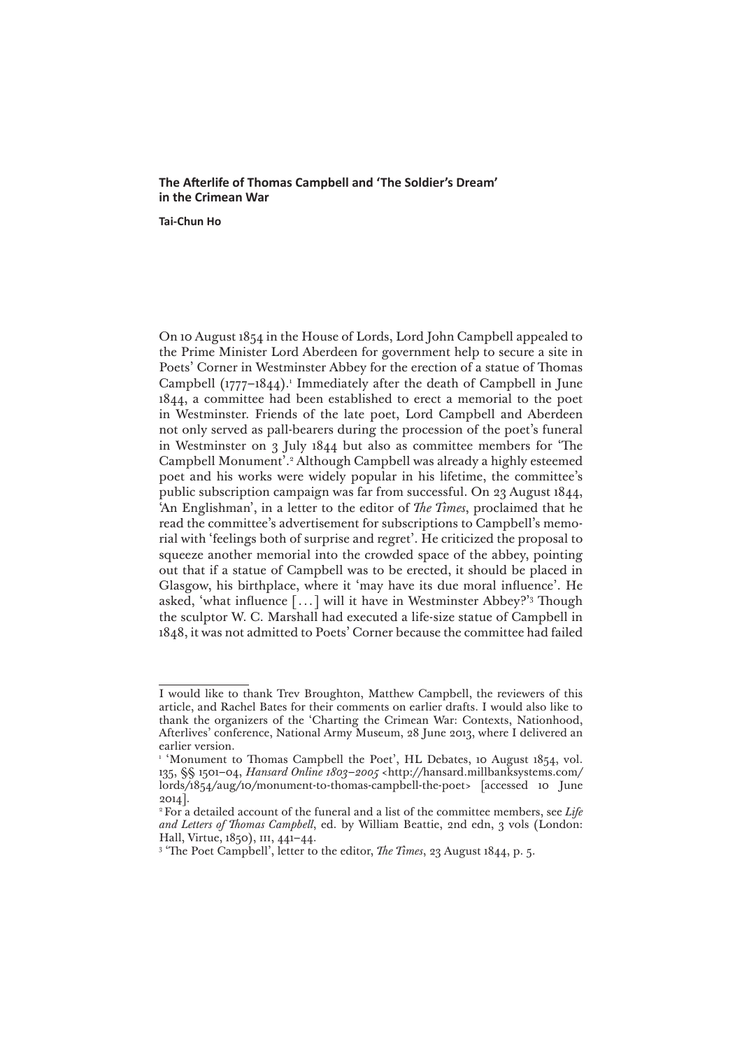# The Afterlife of Thomas Campbell and 'The Soldier's Dream' in the Crimean War

**Tai-Chun Ho**

On 10 August 1854 in the House of Lords, Lord John Campbell appealed to the Prime Minister Lord Aberdeen for government help to secure a site in Poets' Corner in Westminster Abbey for the erection of a statue of Thomas Campbell (1777–1844).[1] Immediately after the death of Campbell in June 1844, a committee had been established to erect a memorial to the poet in Westminster. Friends of the late poet, Lord Campbell and Aberdeen not only served as pall-bearers during the procession of the poet's funeral in Westminster on 3 July 1844 but also as committee members for 'The Campbell Monument'.[2] Although Campbell was already a highly esteemed poet and his works were widely popular in his lifetime, the committee's public subscription campaign was far from successful. On 23 August 1844, 'An Englishman', in a letter to the editor of *The Times*, proclaimed that he read the committee's advertisement for subscriptions to Campbell's memorial with 'feelings both of surprise and regret'. He criticized the proposal to squeeze another memorial into the crowded space of the abbey, pointing out that if a statue of Campbell was to be erected, it should be placed in Glasgow, his birthplace, where it 'may have its due moral influence'. He asked, 'what influence [...] will it have in Westminster Abbey?'[3] Though the sculptor W. C. Marshall had executed a life-size statue of Campbell in 1848, it was not admitted to Poets' Corner because the committee had failed

---

I would like to thank Trev Broughton, Matthew Campbell, the reviewers of this article, and Rachel Bates for their comments on earlier drafts. I would also like to thank the organizers of the 'Charting the Crimean War: Contexts, Nationhood, Afterlives' conference, National Army Museum, 28 June 2013, where I delivered an earlier version.

[1] 'Monument to Thomas Campbell the Poet', HL Debates, 10 August 1854, vol. 135, §§ 1501–04, *Hansard Online 1803–2005* <http://hansard.millbanksystems.com/lords/1854/aug/10/monument-to-thomas-campbell-the-poet> [accessed 10 June 2014].

[2] For a detailed account of the funeral and a list of the committee members, see *Life and Letters of Thomas Campbell*, ed. by William Beattie, 2nd edn, 3 vols (London: Hall, Virtue, 1850), III, 441–44.

[3] 'The Poet Campbell', letter to the editor, *The Times*, 23 August 1844, p. 5.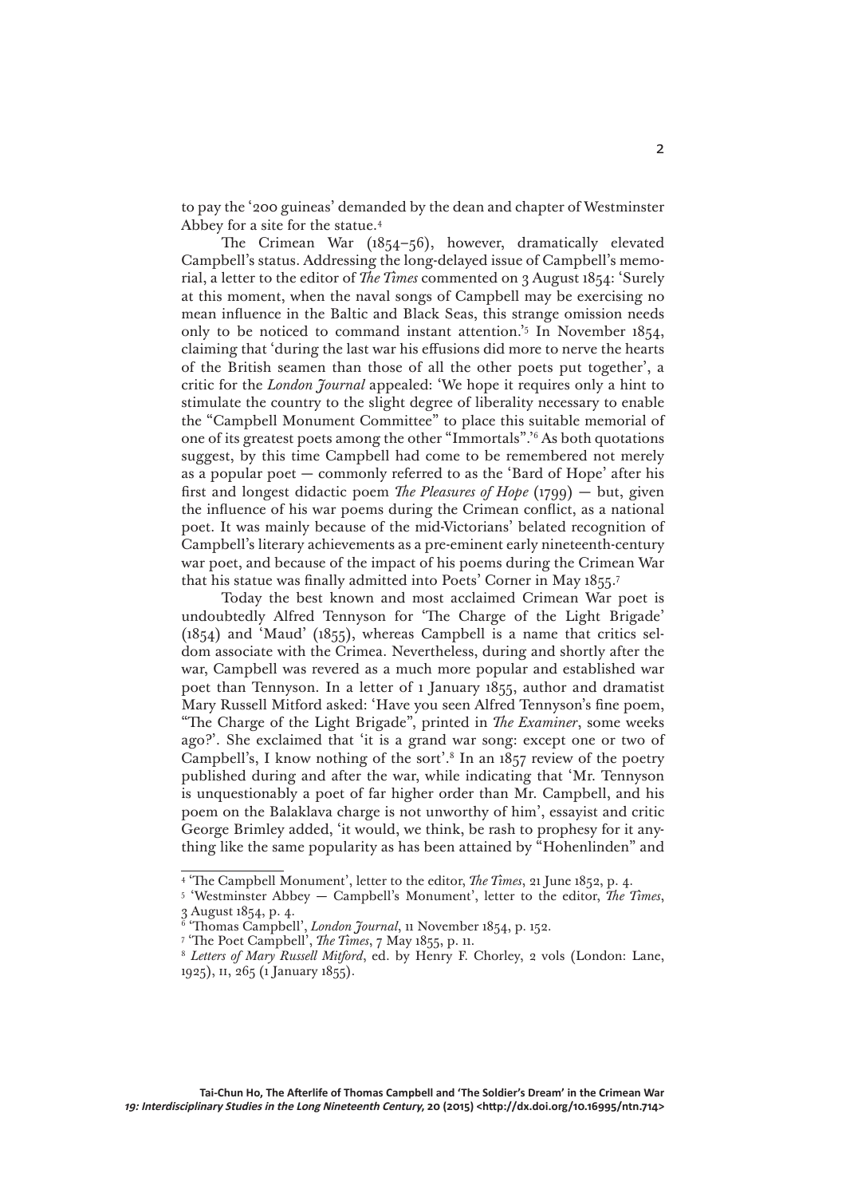to pay the '200 guineas' demanded by the dean and chapter of Westminster Abbey for a site for the statue.[4]

The Crimean War (1854–56), however, dramatically elevated Campbell's status. Addressing the long-delayed issue of Campbell's memorial, a letter to the editor of *The Times* commented on 3 August 1854: 'Surely at this moment, when the naval songs of Campbell may be exercising no mean influence in the Baltic and Black Seas, this strange omission needs only to be noticed to command instant attention.'[5] In November 1854, claiming that 'during the last war his effusions did more to nerve the hearts of the British seamen than those of all the other poets put together', a critic for the *London Journal* appealed: 'We hope it requires only a hint to stimulate the country to the slight degree of liberality necessary to enable the "Campbell Monument Committee" to place this suitable memorial of one of its greatest poets among the other "Immortals".'[6] As both quotations suggest, by this time Campbell had come to be remembered not merely as a popular poet — commonly referred to as the 'Bard of Hope' after his first and longest didactic poem *The Pleasures of Hope* (1799) — but, given the influence of his war poems during the Crimean conflict, as a national poet. It was mainly because of the mid-Victorians' belated recognition of Campbell's literary achievements as a pre-eminent early nineteenth-century war poet, and because of the impact of his poems during the Crimean War that his statue was finally admitted into Poets' Corner in May 1855.[7]

Today the best known and most acclaimed Crimean War poet is undoubtedly Alfred Tennyson for 'The Charge of the Light Brigade' (1854) and 'Maud' (1855), whereas Campbell is a name that critics seldom associate with the Crimea. Nevertheless, during and shortly after the war, Campbell was revered as a much more popular and established war poet than Tennyson. In a letter of 1 January 1855, author and dramatist Mary Russell Mitford asked: 'Have you seen Alfred Tennyson's fine poem, "The Charge of the Light Brigade", printed in *The Examiner*, some weeks ago?'. She exclaimed that 'it is a grand war song: except one or two of Campbell's, I know nothing of the sort'.[8] In an 1857 review of the poetry published during and after the war, while indicating that 'Mr. Tennyson is unquestionably a poet of far higher order than Mr. Campbell, and his poem on the Balaklava charge is not unworthy of him', essayist and critic George Brimley added, 'it would, we think, be rash to prophesy for it anything like the same popularity as has been attained by "Hohenlinden" and

---

[4] 'The Campbell Monument', letter to the editor, *The Times*, 21 June 1852, p. 4.

[5] 'Westminster Abbey — Campbell's Monument', letter to the editor, *The Times*, 3 August 1854, p. 4.

[6] 'Thomas Campbell', *London Journal*, 11 November 1854, p. 152.

[7] 'The Poet Campbell', *The Times*, 7 May 1855, p. 11.

[8] *Letters of Mary Russell Mitford*, ed. by Henry F. Chorley, 2 vols (London: Lane, 1925), II, 265 (1 January 1855).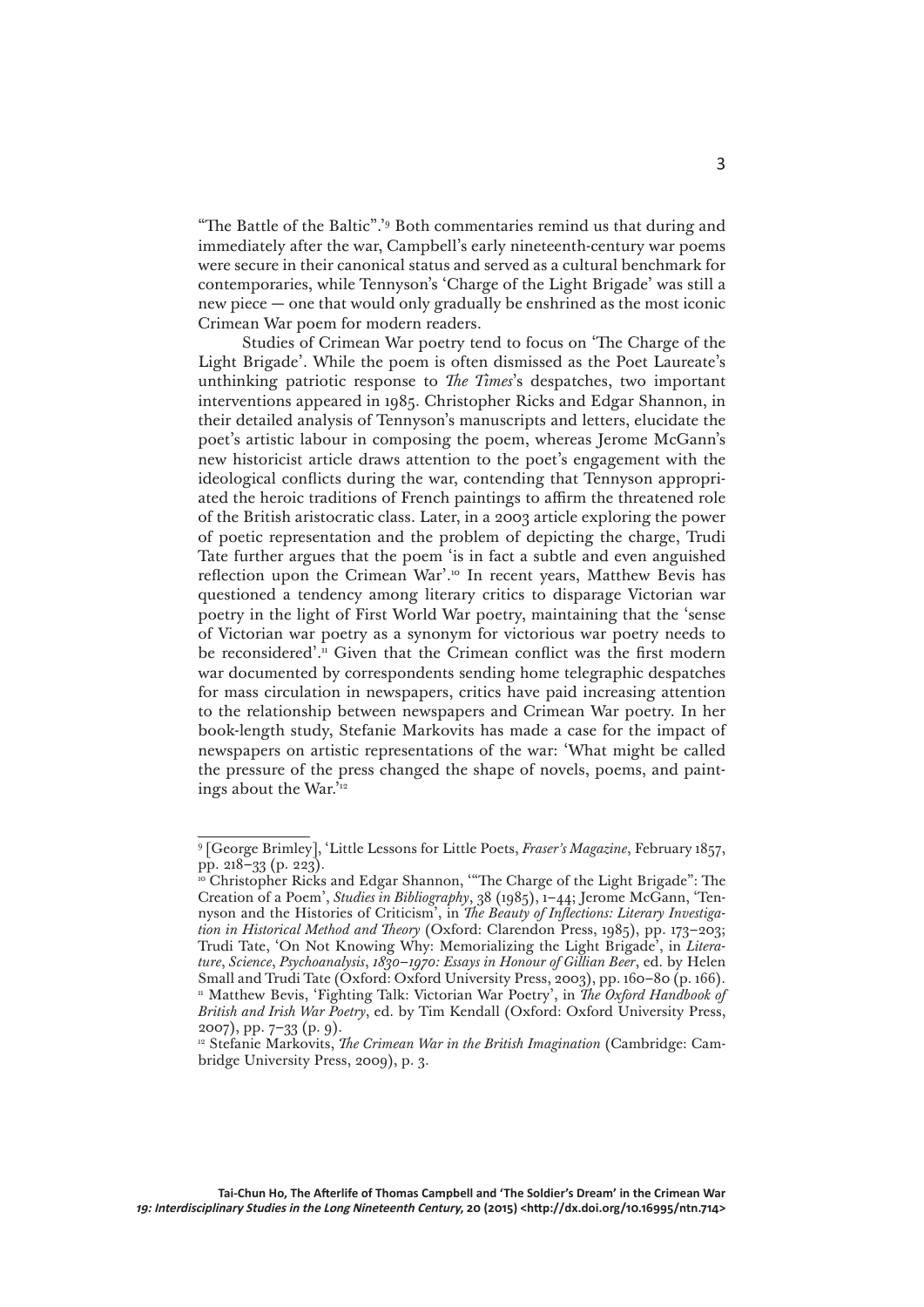"The Battle of the Baltic".'[9] Both commentaries remind us that during and immediately after the war, Campbell's early nineteenth-century war poems were secure in their canonical status and served as a cultural benchmark for contemporaries, while Tennyson's 'Charge of the Light Brigade' was still a new piece — one that would only gradually be enshrined as the most iconic Crimean War poem for modern readers.

Studies of Crimean War poetry tend to focus on 'The Charge of the Light Brigade'. While the poem is often dismissed as the Poet Laureate's unthinking patriotic response to *The Times*'s despatches, two important interventions appeared in 1985. Christopher Ricks and Edgar Shannon, in their detailed analysis of Tennyson's manuscripts and letters, elucidate the poet's artistic labour in composing the poem, whereas Jerome McGann's new historicist article draws attention to the poet's engagement with the ideological conflicts during the war, contending that Tennyson appropriated the heroic traditions of French paintings to affirm the threatened role of the British aristocratic class. Later, in a 2003 article exploring the power of poetic representation and the problem of depicting the charge, Trudi Tate further argues that the poem 'is in fact a subtle and even anguished reflection upon the Crimean War'.[10] In recent years, Matthew Bevis has questioned a tendency among literary critics to disparage Victorian war poetry in the light of First World War poetry, maintaining that the 'sense of Victorian war poetry as a synonym for victorious war poetry needs to be reconsidered'.[11] Given that the Crimean conflict was the first modern war documented by correspondents sending home telegraphic despatches for mass circulation in newspapers, critics have paid increasing attention to the relationship between newspapers and Crimean War poetry. In her book-length study, Stefanie Markovits has made a case for the impact of newspapers on artistic representations of the war: 'What might be called the pressure of the press changed the shape of novels, poems, and paintings about the War.'[12]

---

[9] [George Brimley], 'Little Lessons for Little Poets, *Fraser's Magazine*, February 1857, pp. 218–33 (p. 223).

[10] Christopher Ricks and Edgar Shannon, '"The Charge of the Light Brigade": The Creation of a Poem', *Studies in Bibliography*, 38 (1985), 1–44; Jerome McGann, 'Tennyson and the Histories of Criticism', in *The Beauty of Inflections: Literary Investigation in Historical Method and Theory* (Oxford: Clarendon Press, 1985), pp. 173–203; Trudi Tate, 'On Not Knowing Why: Memorializing the Light Brigade', in *Literature, Science, Psychoanalysis, 1830–1970: Essays in Honour of Gillian Beer*, ed. by Helen Small and Trudi Tate (Oxford: Oxford University Press, 2003), pp. 160–80 (p. 166).

[11] Matthew Bevis, 'Fighting Talk: Victorian War Poetry', in *The Oxford Handbook of British and Irish War Poetry*, ed. by Tim Kendall (Oxford: Oxford University Press, 2007), pp. 7–33 (p. 9).

[12] Stefanie Markovits, *The Crimean War in the British Imagination* (Cambridge: Cambridge University Press, 2009), p. 3.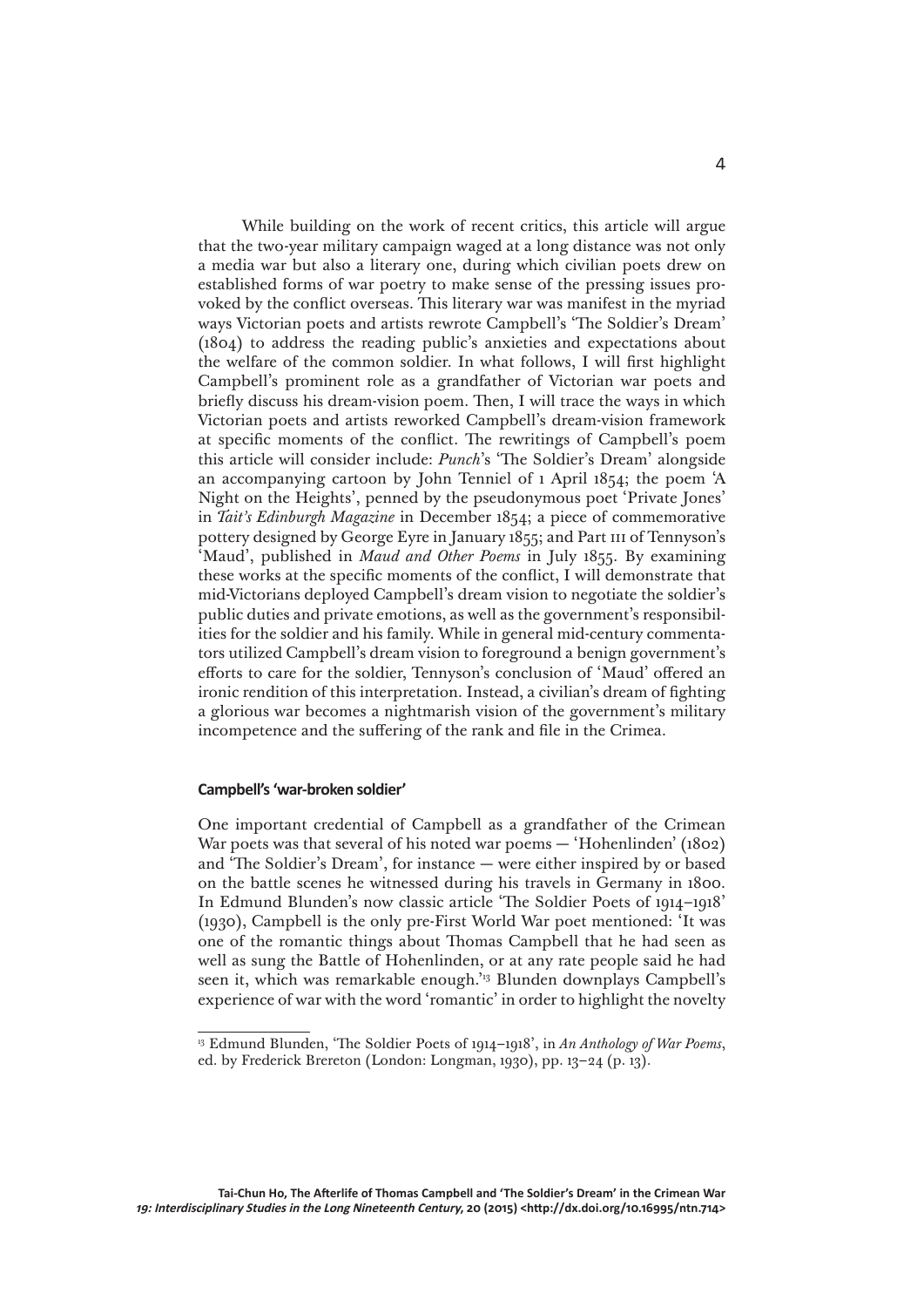While building on the work of recent critics, this article will argue that the two-year military campaign waged at a long distance was not only a media war but also a literary one, during which civilian poets drew on established forms of war poetry to make sense of the pressing issues provoked by the conflict overseas. This literary war was manifest in the myriad ways Victorian poets and artists rewrote Campbell's 'The Soldier's Dream' (1804) to address the reading public's anxieties and expectations about the welfare of the common soldier. In what follows, I will first highlight Campbell's prominent role as a grandfather of Victorian war poets and briefly discuss his dream-vision poem. Then, I will trace the ways in which Victorian poets and artists reworked Campbell's dream-vision framework at specific moments of the conflict. The rewritings of Campbell's poem this article will consider include: *Punch*'s 'The Soldier's Dream' alongside an accompanying cartoon by John Tenniel of 1 April 1854; the poem 'A Night on the Heights', penned by the pseudonymous poet 'Private Jones' in *Tait's Edinburgh Magazine* in December 1854; a piece of commemorative pottery designed by George Eyre in January 1855; and Part III of Tennyson's 'Maud', published in *Maud and Other Poems* in July 1855. By examining these works at the specific moments of the conflict, I will demonstrate that mid-Victorians deployed Campbell's dream vision to negotiate the soldier's public duties and private emotions, as well as the government's responsibilities for the soldier and his family. While in general mid-century commentators utilized Campbell's dream vision to foreground a benign government's efforts to care for the soldier, Tennyson's conclusion of 'Maud' offered an ironic rendition of this interpretation. Instead, a civilian's dream of fighting a glorious war becomes a nightmarish vision of the government's military incompetence and the suffering of the rank and file in the Crimea.

### Campbell's 'war-broken soldier'

One important credential of Campbell as a grandfather of the Crimean War poets was that several of his noted war poems — 'Hohenlinden' (1802) and 'The Soldier's Dream', for instance — were either inspired by or based on the battle scenes he witnessed during his travels in Germany in 1800. In Edmund Blunden's now classic article 'The Soldier Poets of 1914–1918' (1930), Campbell is the only pre-First World War poet mentioned: 'It was one of the romantic things about Thomas Campbell that he had seen as well as sung the Battle of Hohenlinden, or at any rate people said he had seen it, which was remarkable enough.'[13] Blunden downplays Campbell's experience of war with the word 'romantic' in order to highlight the novelty

---

[13] Edmund Blunden, 'The Soldier Poets of 1914–1918', in *An Anthology of War Poems*, ed. by Frederick Brereton (London: Longman, 1930), pp. 13–24 (p. 13).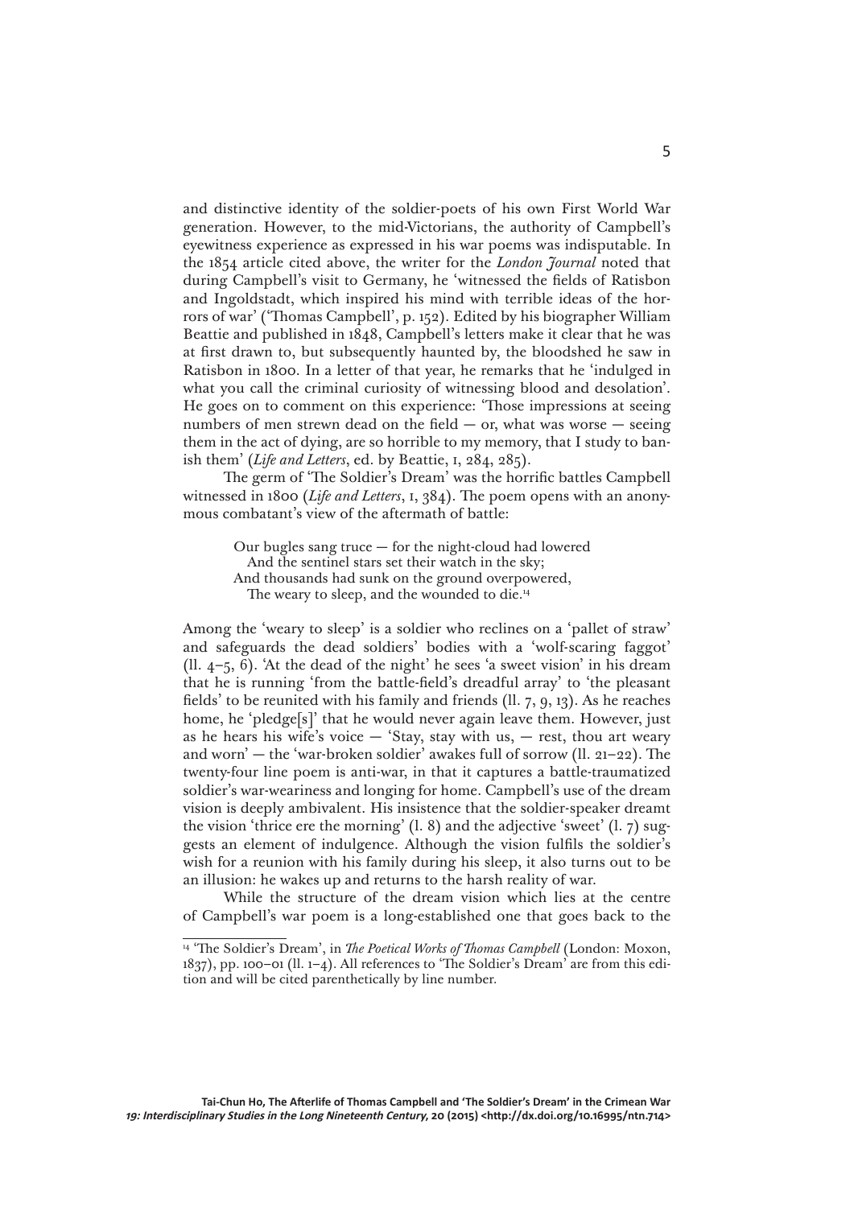and distinctive identity of the soldier-poets of his own First World War generation. However, to the mid-Victorians, the authority of Campbell's eyewitness experience as expressed in his war poems was indisputable. In the 1854 article cited above, the writer for the *London Journal* noted that during Campbell's visit to Germany, he 'witnessed the fields of Ratisbon and Ingoldstadt, which inspired his mind with terrible ideas of the horrors of war' ('Thomas Campbell', p. 152). Edited by his biographer William Beattie and published in 1848, Campbell's letters make it clear that he was at first drawn to, but subsequently haunted by, the bloodshed he saw in Ratisbon in 1800. In a letter of that year, he remarks that he 'indulged in what you call the criminal curiosity of witnessing blood and desolation'. He goes on to comment on this experience: 'Those impressions at seeing numbers of men strewn dead on the field — or, what was worse — seeing them in the act of dying, are so horrible to my memory, that I study to banish them' (*Life and Letters*, ed. by Beattie, I, 284, 285).

The germ of 'The Soldier's Dream' was the horrific battles Campbell witnessed in 1800 (*Life and Letters*, I, 384). The poem opens with an anonymous combatant's view of the aftermath of battle:

> Our bugles sang truce — for the night-cloud had lowered
> And the sentinel stars set their watch in the sky;
> And thousands had sunk on the ground overpowered,
> The weary to sleep, and the wounded to die.[14]

Among the 'weary to sleep' is a soldier who reclines on a 'pallet of straw' and safeguards the dead soldiers' bodies with a 'wolf-scaring faggot' (ll. 4–5, 6). 'At the dead of the night' he sees 'a sweet vision' in his dream that he is running 'from the battle-field's dreadful array' to 'the pleasant fields' to be reunited with his family and friends (ll. 7, 9, 13). As he reaches home, he 'pledge[s]' that he would never again leave them. However, just as he hears his wife's voice — 'Stay, stay with us, — rest, thou art weary and worn' — the 'war-broken soldier' awakes full of sorrow (ll. 21–22). The twenty-four line poem is anti-war, in that it captures a battle-traumatized soldier's war-weariness and longing for home. Campbell's use of the dream vision is deeply ambivalent. His insistence that the soldier-speaker dreamt the vision 'thrice ere the morning' (l. 8) and the adjective 'sweet' (l. 7) suggests an element of indulgence. Although the vision fulfils the soldier's wish for a reunion with his family during his sleep, it also turns out to be an illusion: he wakes up and returns to the harsh reality of war.

While the structure of the dream vision which lies at the centre of Campbell's war poem is a long-established one that goes back to the

---

[14] 'The Soldier's Dream', in *The Poetical Works of Thomas Campbell* (London: Moxon, 1837), pp. 100–01 (ll. 1–4). All references to 'The Soldier's Dream' are from this edition and will be cited parenthetically by line number.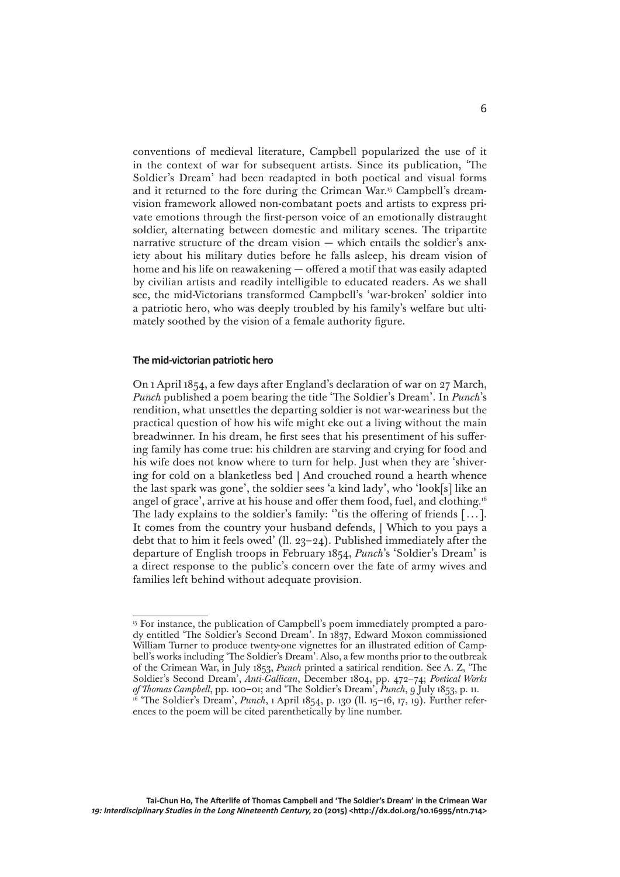conventions of medieval literature, Campbell popularized the use of it in the context of war for subsequent artists. Since its publication, 'The Soldier's Dream' had been readapted in both poetical and visual forms and it returned to the fore during the Crimean War.[15] Campbell's dream-vision framework allowed non-combatant poets and artists to express private emotions through the first-person voice of an emotionally distraught soldier, alternating between domestic and military scenes. The tripartite narrative structure of the dream vision — which entails the soldier's anxiety about his military duties before he falls asleep, his dream vision of home and his life on reawakening — offered a motif that was easily adapted by civilian artists and readily intelligible to educated readers. As we shall see, the mid-Victorians transformed Campbell's 'war-broken' soldier into a patriotic hero, who was deeply troubled by his family's welfare but ultimately soothed by the vision of a female authority figure.

### The mid-victorian patriotic hero

On 1 April 1854, a few days after England's declaration of war on 27 March, *Punch* published a poem bearing the title 'The Soldier's Dream'. In *Punch*'s rendition, what unsettles the departing soldier is not war-weariness but the practical question of how his wife might eke out a living without the main breadwinner. In his dream, he first sees that his presentiment of his suffering family has come true: his children are starving and crying for food and his wife does not know where to turn for help. Just when they are 'shivering for cold on a blanketless bed | And crouched round a hearth whence the last spark was gone', the soldier sees 'a kind lady', who 'look[s] like an angel of grace', arrive at his house and offer them food, fuel, and clothing.[16] The lady explains to the soldier's family: ''tis the offering of friends [ … ]. It comes from the country your husband defends, | Which to you pays a debt that to him it feels owed' (ll. 23–24). Published immediately after the departure of English troops in February 1854, *Punch*'s 'Soldier's Dream' is a direct response to the public's concern over the fate of army wives and families left behind without adequate provision.

---

[15] For instance, the publication of Campbell's poem immediately prompted a parody entitled 'The Soldier's Second Dream'. In 1837, Edward Moxon commissioned William Turner to produce twenty-one vignettes for an illustrated edition of Campbell's works including 'The Soldier's Dream'. Also, a few months prior to the outbreak of the Crimean War, in July 1853, *Punch* printed a satirical rendition. See A. Z, 'The Soldier's Second Dream', *Anti-Gallican*, December 1804, pp. 472–74; *Poetical Works of Thomas Campbell*, pp. 100–01; and 'The Soldier's Dream', *Punch*, 9 July 1853, p. 11.

[16] 'The Soldier's Dream', *Punch*, 1 April 1854, p. 130 (ll. 15–16, 17, 19). Further references to the poem will be cited parenthetically by line number.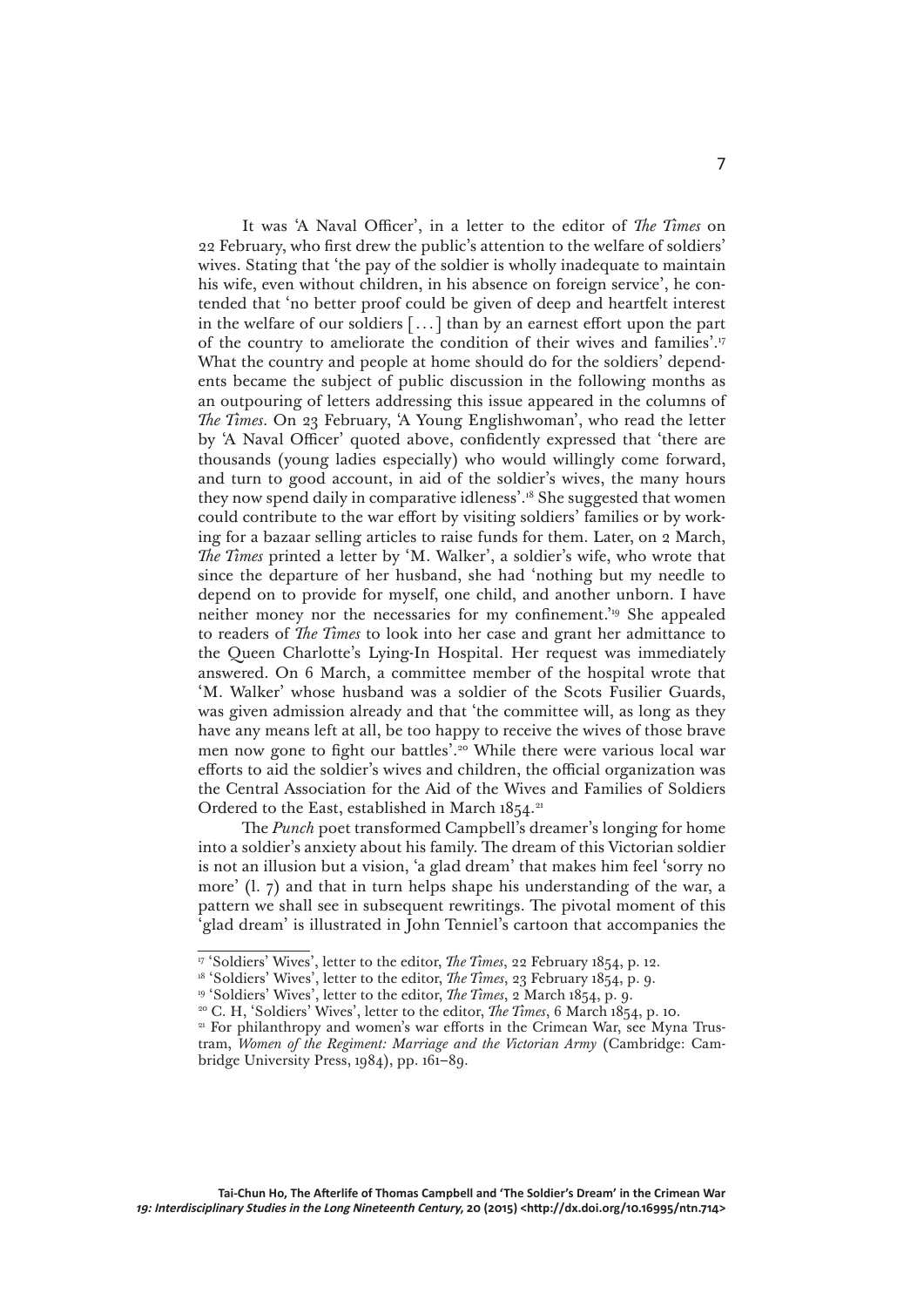It was 'A Naval Officer', in a letter to the editor of *The Times* on 22 February, who first drew the public's attention to the welfare of soldiers' wives. Stating that 'the pay of the soldier is wholly inadequate to maintain his wife, even without children, in his absence on foreign service', he contended that 'no better proof could be given of deep and heartfelt interest in the welfare of our soldiers [...] than by an earnest effort upon the part of the country to ameliorate the condition of their wives and families'.[17] What the country and people at home should do for the soldiers' dependents became the subject of public discussion in the following months as an outpouring of letters addressing this issue appeared in the columns of *The Times*. On 23 February, 'A Young Englishwoman', who read the letter by 'A Naval Officer' quoted above, confidently expressed that 'there are thousands (young ladies especially) who would willingly come forward, and turn to good account, in aid of the soldier's wives, the many hours they now spend daily in comparative idleness'.[18] She suggested that women could contribute to the war effort by visiting soldiers' families or by working for a bazaar selling articles to raise funds for them. Later, on 2 March, *The Times* printed a letter by 'M. Walker', a soldier's wife, who wrote that since the departure of her husband, she had 'nothing but my needle to depend on to provide for myself, one child, and another unborn. I have neither money nor the necessaries for my confinement.'[19] She appealed to readers of *The Times* to look into her case and grant her admittance to the Queen Charlotte's Lying-In Hospital. Her request was immediately answered. On 6 March, a committee member of the hospital wrote that 'M. Walker' whose husband was a soldier of the Scots Fusilier Guards, was given admission already and that 'the committee will, as long as they have any means left at all, be too happy to receive the wives of those brave men now gone to fight our battles'.[20] While there were various local war efforts to aid the soldier's wives and children, the official organization was the Central Association for the Aid of the Wives and Families of Soldiers Ordered to the East, established in March 1854.[21]

The *Punch* poet transformed Campbell's dreamer's longing for home into a soldier's anxiety about his family. The dream of this Victorian soldier is not an illusion but a vision, 'a glad dream' that makes him feel 'sorry no more' (l. 7) and that in turn helps shape his understanding of the war, a pattern we shall see in subsequent rewritings. The pivotal moment of this 'glad dream' is illustrated in John Tenniel's cartoon that accompanies the

---

[17] 'Soldiers' Wives', letter to the editor, *The Times*, 22 February 1854, p. 12.

[18] 'Soldiers' Wives', letter to the editor, *The Times*, 23 February 1854, p. 9.

[19] 'Soldiers' Wives', letter to the editor, *The Times*, 2 March 1854, p. 9.

[20] C. H, 'Soldiers' Wives', letter to the editor, *The Times*, 6 March 1854, p. 10.

[21] For philanthropy and women's war efforts in the Crimean War, see Myna Trustram, *Women of the Regiment: Marriage and the Victorian Army* (Cambridge: Cambridge University Press, 1984), pp. 161–89.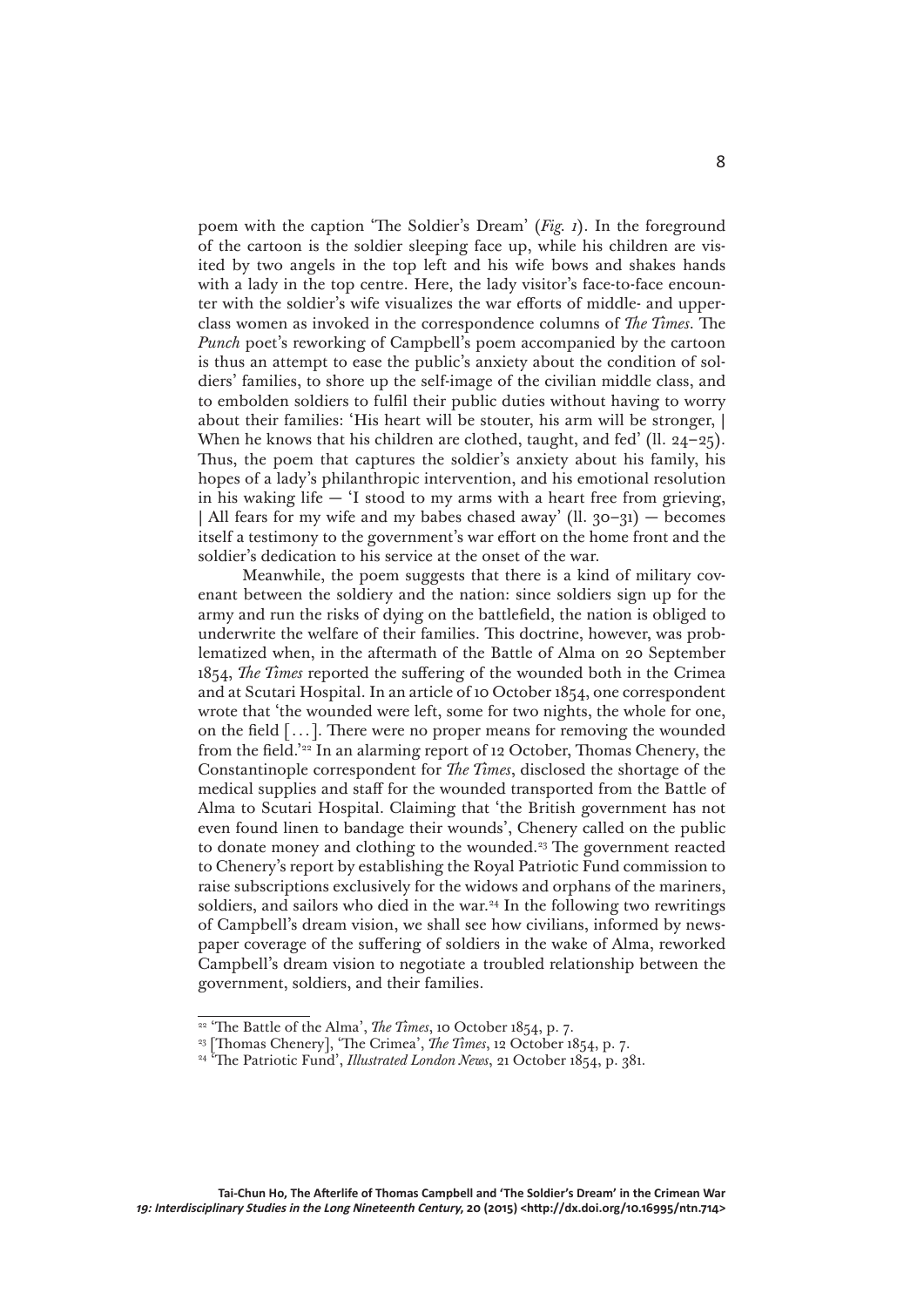poem with the caption 'The Soldier's Dream' (*Fig. 1*). In the foreground of the cartoon is the soldier sleeping face up, while his children are visited by two angels in the top left and his wife bows and shakes hands with a lady in the top centre. Here, the lady visitor's face-to-face encounter with the soldier's wife visualizes the war efforts of middle- and upper-class women as invoked in the correspondence columns of *The Times*. The *Punch* poet's reworking of Campbell's poem accompanied by the cartoon is thus an attempt to ease the public's anxiety about the condition of soldiers' families, to shore up the self-image of the civilian middle class, and to embolden soldiers to fulfil their public duties without having to worry about their families: 'His heart will be stouter, his arm will be stronger, | When he knows that his children are clothed, taught, and fed' (ll. 24–25). Thus, the poem that captures the soldier's anxiety about his family, his hopes of a lady's philanthropic intervention, and his emotional resolution in his waking life — 'I stood to my arms with a heart free from grieving, | All fears for my wife and my babes chased away' (ll. 30–31) — becomes itself a testimony to the government's war effort on the home front and the soldier's dedication to his service at the onset of the war.

Meanwhile, the poem suggests that there is a kind of military covenant between the soldiery and the nation: since soldiers sign up for the army and run the risks of dying on the battlefield, the nation is obliged to underwrite the welfare of their families. This doctrine, however, was problematized when, in the aftermath of the Battle of Alma on 20 September 1854, *The Times* reported the suffering of the wounded both in the Crimea and at Scutari Hospital. In an article of 10 October 1854, one correspondent wrote that 'the wounded were left, some for two nights, the whole for one, on the field [...]. There were no proper means for removing the wounded from the field.'[22] In an alarming report of 12 October, Thomas Chenery, the Constantinople correspondent for *The Times*, disclosed the shortage of the medical supplies and staff for the wounded transported from the Battle of Alma to Scutari Hospital. Claiming that 'the British government has not even found linen to bandage their wounds', Chenery called on the public to donate money and clothing to the wounded.[23] The government reacted to Chenery's report by establishing the Royal Patriotic Fund commission to raise subscriptions exclusively for the widows and orphans of the mariners, soldiers, and sailors who died in the war.[24] In the following two rewritings of Campbell's dream vision, we shall see how civilians, informed by newspaper coverage of the suffering of soldiers in the wake of Alma, reworked Campbell's dream vision to negotiate a troubled relationship between the government, soldiers, and their families.

---

[22] 'The Battle of the Alma', *The Times*, 10 October 1854, p. 7.

[23] [Thomas Chenery], 'The Crimea', *The Times*, 12 October 1854, p. 7.

[24] 'The Patriotic Fund', *Illustrated London News*, 21 October 1854, p. 381.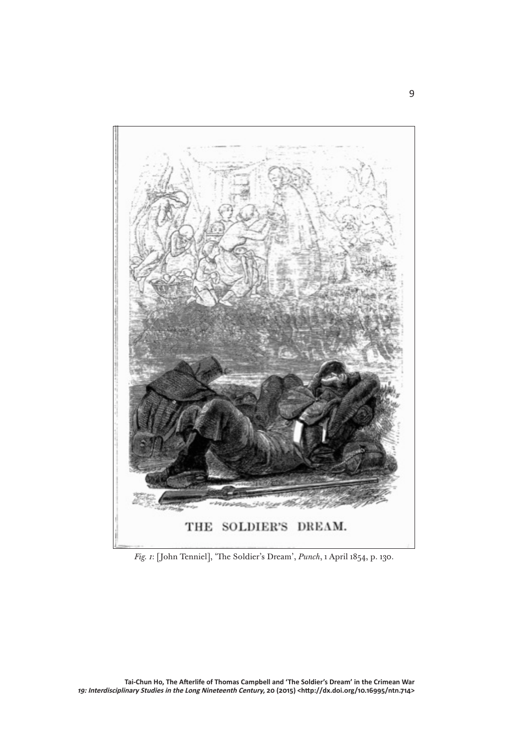THE SOLDIER'S DREAM.

*Fig. 1*: [John Tenniel], 'The Soldier's Dream', *Punch*, 1 April 1854, p. 130.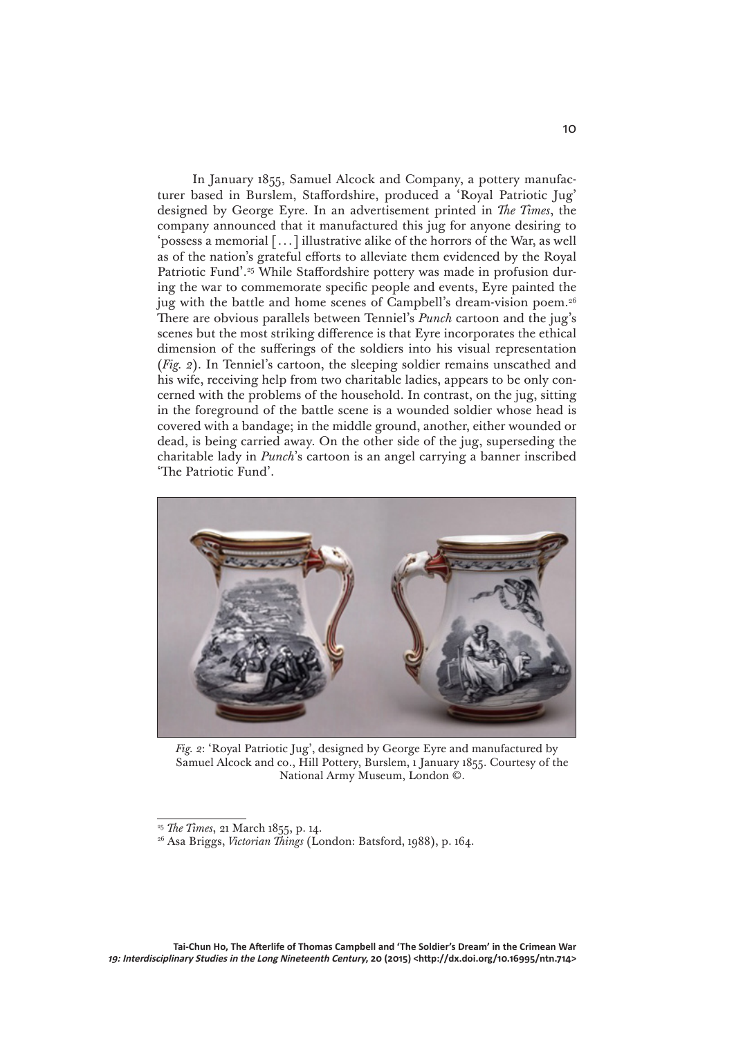In January 1855, Samuel Alcock and Company, a pottery manufacturer based in Burslem, Staffordshire, produced a 'Royal Patriotic Jug' designed by George Eyre. In an advertisement printed in *The Times*, the company announced that it manufactured this jug for anyone desiring to 'possess a memorial [ . . . ] illustrative alike of the horrors of the War, as well as of the nation's grateful efforts to alleviate them evidenced by the Royal Patriotic Fund'.[25] While Staffordshire pottery was made in profusion during the war to commemorate specific people and events, Eyre painted the jug with the battle and home scenes of Campbell's dream-vision poem.[26] There are obvious parallels between Tenniel's *Punch* cartoon and the jug's scenes but the most striking difference is that Eyre incorporates the ethical dimension of the sufferings of the soldiers into his visual representation (*Fig. 2*). In Tenniel's cartoon, the sleeping soldier remains unscathed and his wife, receiving help from two charitable ladies, appears to be only concerned with the problems of the household. In contrast, on the jug, sitting in the foreground of the battle scene is a wounded soldier whose head is covered with a bandage; in the middle ground, another, either wounded or dead, is being carried away. On the other side of the jug, superseding the charitable lady in *Punch*'s cartoon is an angel carrying a banner inscribed 'The Patriotic Fund'.

*Fig. 2*: 'Royal Patriotic Jug', designed by George Eyre and manufactured by Samuel Alcock and co., Hill Pottery, Burslem, 1 January 1855. Courtesy of the National Army Museum, London ©.

---

[25] *The Times*, 21 March 1855, p. 14.

[26] Asa Briggs, *Victorian Things* (London: Batsford, 1988), p. 164.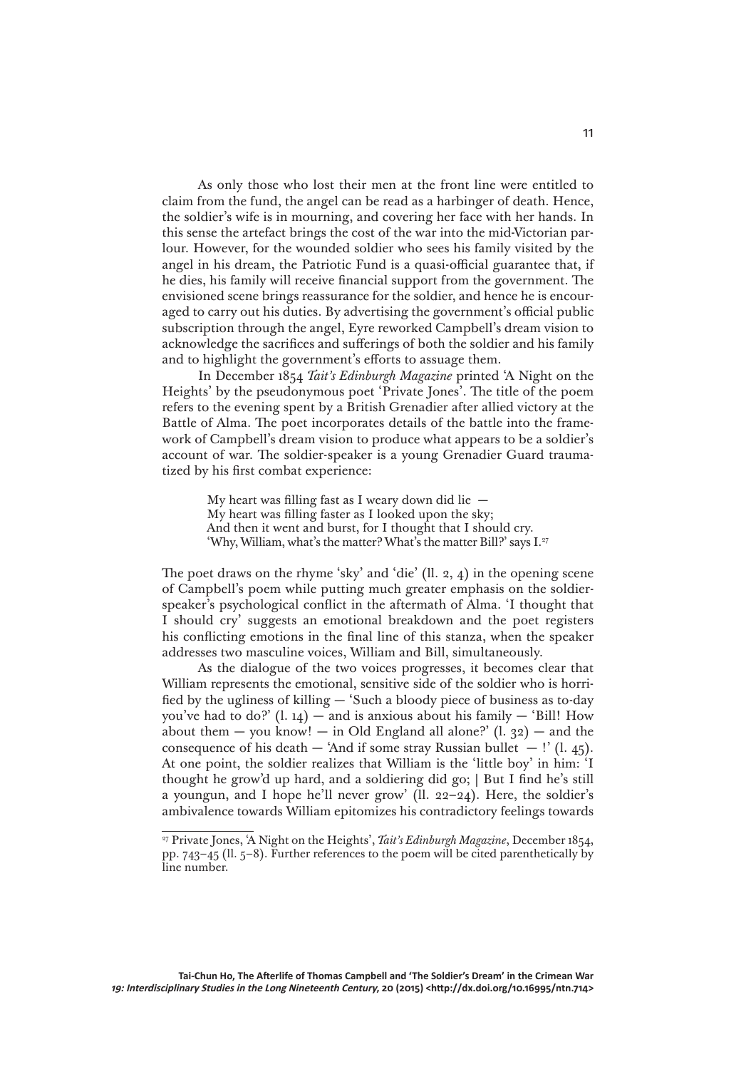As only those who lost their men at the front line were entitled to claim from the fund, the angel can be read as a harbinger of death. Hence, the soldier's wife is in mourning, and covering her face with her hands. In this sense the artefact brings the cost of the war into the mid-Victorian parlour. However, for the wounded soldier who sees his family visited by the angel in his dream, the Patriotic Fund is a quasi-official guarantee that, if he dies, his family will receive financial support from the government. The envisioned scene brings reassurance for the soldier, and hence he is encouraged to carry out his duties. By advertising the government's official public subscription through the angel, Eyre reworked Campbell's dream vision to acknowledge the sacrifices and sufferings of both the soldier and his family and to highlight the government's efforts to assuage them.

In December 1854 *Tait's Edinburgh Magazine* printed 'A Night on the Heights' by the pseudonymous poet 'Private Jones'. The title of the poem refers to the evening spent by a British Grenadier after allied victory at the Battle of Alma. The poet incorporates details of the battle into the framework of Campbell's dream vision to produce what appears to be a soldier's account of war. The soldier-speaker is a young Grenadier Guard traumatized by his first combat experience:

> My heart was filling fast as I weary down did lie —
> My heart was filling faster as I looked upon the sky;
> And then it went and burst, for I thought that I should cry.
> 'Why, William, what's the matter? What's the matter Bill?' says I.[27]

The poet draws on the rhyme 'sky' and 'die' (ll. 2, 4) in the opening scene of Campbell's poem while putting much greater emphasis on the soldier-speaker's psychological conflict in the aftermath of Alma. 'I thought that I should cry' suggests an emotional breakdown and the poet registers his conflicting emotions in the final line of this stanza, when the speaker addresses two masculine voices, William and Bill, simultaneously.

As the dialogue of the two voices progresses, it becomes clear that William represents the emotional, sensitive side of the soldier who is horrified by the ugliness of killing — 'Such a bloody piece of business as to-day you've had to do?' (l. 14) — and is anxious about his family — 'Bill! How about them — you know! — in Old England all alone?' (l. 32) — and the consequence of his death — 'And if some stray Russian bullet — !' (l. 45). At one point, the soldier realizes that William is the 'little boy' in him: 'I thought he grow'd up hard, and a soldiering did go; | But I find he's still a youngun, and I hope he'll never grow' (ll. 22–24). Here, the soldier's ambivalence towards William epitomizes his contradictory feelings towards

---

[27] Private Jones, 'A Night on the Heights', *Tait's Edinburgh Magazine*, December 1854, pp. 743–45 (ll. 5–8). Further references to the poem will be cited parenthetically by line number.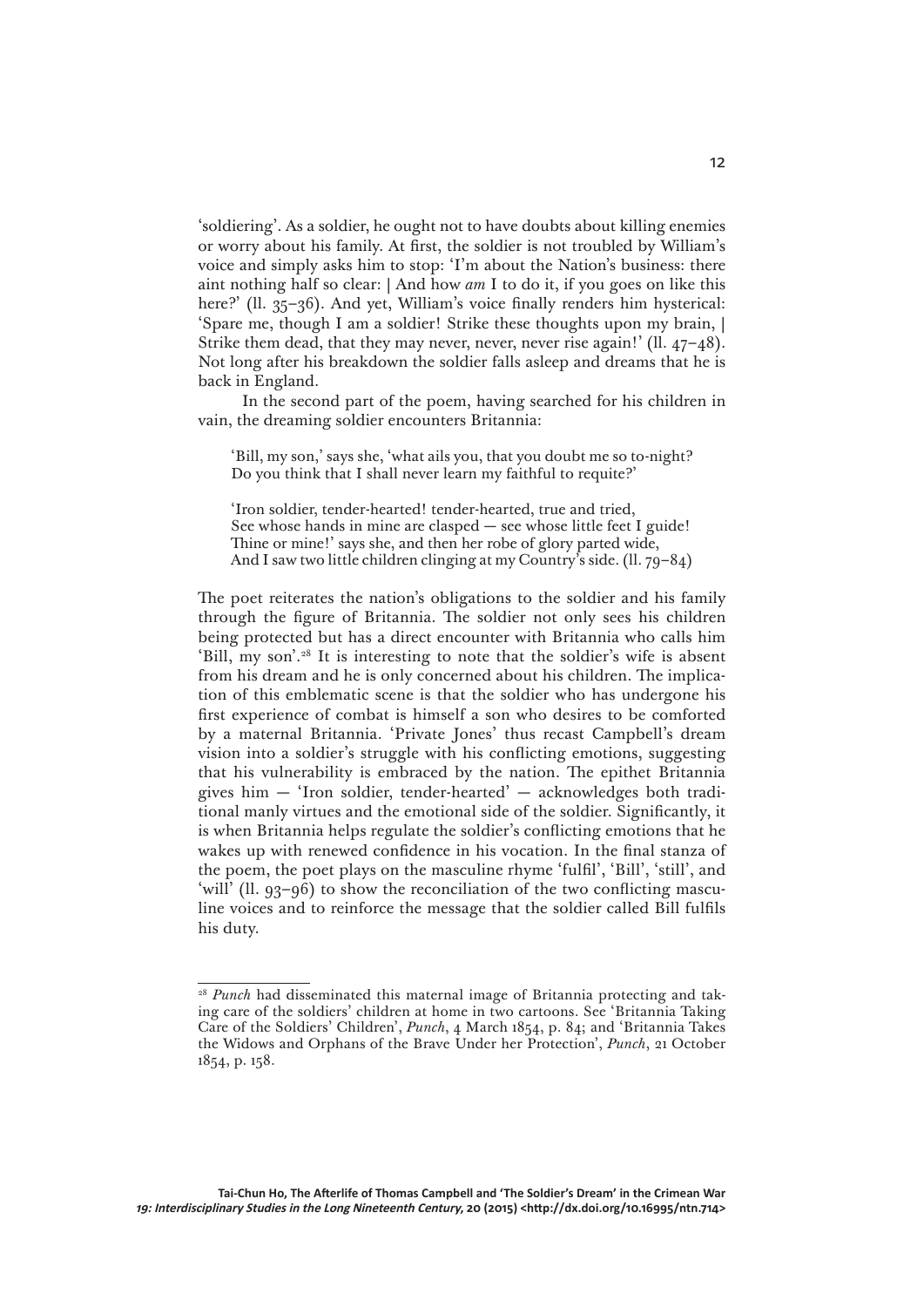'soldiering'. As a soldier, he ought not to have doubts about killing enemies or worry about his family. At first, the soldier is not troubled by William's voice and simply asks him to stop: 'I'm about the Nation's business: there aint nothing half so clear: | And how *am* I to do it, if you goes on like this here?' (ll. 35–36). And yet, William's voice finally renders him hysterical: 'Spare me, though I am a soldier! Strike these thoughts upon my brain, | Strike them dead, that they may never, never, never rise again!' (ll. 47–48). Not long after his breakdown the soldier falls asleep and dreams that he is back in England.

In the second part of the poem, having searched for his children in vain, the dreaming soldier encounters Britannia:

> 'Bill, my son,' says she, 'what ails you, that you doubt me so to-night?
> Do you think that I shall never learn my faithful to requite?'
>
> 'Iron soldier, tender-hearted! tender-hearted, true and tried,
> See whose hands in mine are clasped — see whose little feet I guide!
> Thine or mine!' says she, and then her robe of glory parted wide,
> And I saw two little children clinging at my Country's side. (ll. 79–84)

The poet reiterates the nation's obligations to the soldier and his family through the figure of Britannia. The soldier not only sees his children being protected but has a direct encounter with Britannia who calls him 'Bill, my son'.[28] It is interesting to note that the soldier's wife is absent from his dream and he is only concerned about his children. The implication of this emblematic scene is that the soldier who has undergone his first experience of combat is himself a son who desires to be comforted by a maternal Britannia. 'Private Jones' thus recast Campbell's dream vision into a soldier's struggle with his conflicting emotions, suggesting that his vulnerability is embraced by the nation. The epithet Britannia gives him — 'Iron soldier, tender-hearted' — acknowledges both traditional manly virtues and the emotional side of the soldier. Significantly, it is when Britannia helps regulate the soldier's conflicting emotions that he wakes up with renewed confidence in his vocation. In the final stanza of the poem, the poet plays on the masculine rhyme 'fulfil', 'Bill', 'still', and 'will' (ll. 93–96) to show the reconciliation of the two conflicting masculine voices and to reinforce the message that the soldier called Bill fulfils his duty.

---

[28] *Punch* had disseminated this maternal image of Britannia protecting and taking care of the soldiers' children at home in two cartoons. See 'Britannia Taking Care of the Soldiers' Children', *Punch*, 4 March 1854, p. 84; and 'Britannia Takes the Widows and Orphans of the Brave Under her Protection', *Punch*, 21 October 1854, p. 158.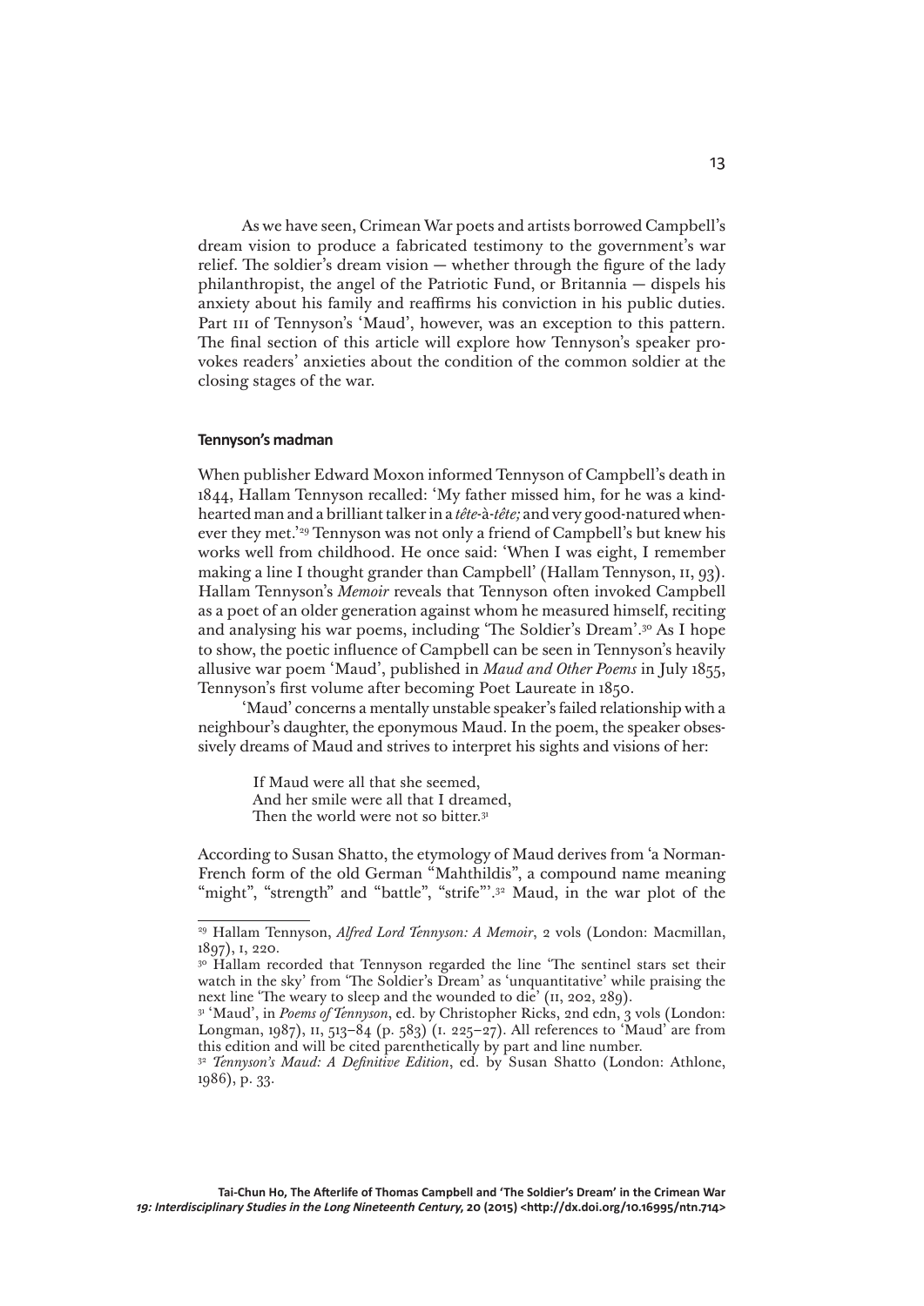As we have seen, Crimean War poets and artists borrowed Campbell's dream vision to produce a fabricated testimony to the government's war relief. The soldier's dream vision — whether through the figure of the lady philanthropist, the angel of the Patriotic Fund, or Britannia — dispels his anxiety about his family and reaffirms his conviction in his public duties. Part III of Tennyson's 'Maud', however, was an exception to this pattern. The final section of this article will explore how Tennyson's speaker provokes readers' anxieties about the condition of the common soldier at the closing stages of the war.

### Tennyson's madman

When publisher Edward Moxon informed Tennyson of Campbell's death in 1844, Hallam Tennyson recalled: 'My father missed him, for he was a kindhearted man and a brilliant talker in a *tête-à-tête;* and very good-natured whenever they met.'[29] Tennyson was not only a friend of Campbell's but knew his works well from childhood. He once said: 'When I was eight, I remember making a line I thought grander than Campbell' (Hallam Tennyson, II, 93). Hallam Tennyson's *Memoir* reveals that Tennyson often invoked Campbell as a poet of an older generation against whom he measured himself, reciting and analysing his war poems, including 'The Soldier's Dream'.[30] As I hope to show, the poetic influence of Campbell can be seen in Tennyson's heavily allusive war poem 'Maud', published in *Maud and Other Poems* in July 1855, Tennyson's first volume after becoming Poet Laureate in 1850.

'Maud' concerns a mentally unstable speaker's failed relationship with a neighbour's daughter, the eponymous Maud. In the poem, the speaker obsessively dreams of Maud and strives to interpret his sights and visions of her:

> If Maud were all that she seemed,
> And her smile were all that I dreamed,
> Then the world were not so bitter.[31]

According to Susan Shatto, the etymology of Maud derives from 'a Norman-French form of the old German "Mahthildis", a compound name meaning "might", "strength" and "battle", "strife"'.[32] Maud, in the war plot of the

---

[29] Hallam Tennyson, *Alfred Lord Tennyson: A Memoir*, 2 vols (London: Macmillan, 1897), I, 220.

[30] Hallam recorded that Tennyson regarded the line 'The sentinel stars set their watch in the sky' from 'The Soldier's Dream' as 'unquantitative' while praising the next line 'The weary to sleep and the wounded to die' (II, 202, 289).

[31] 'Maud', in *Poems of Tennyson*, ed. by Christopher Ricks, 2nd edn, 3 vols (London: Longman, 1987), II, 513–84 (p. 583) (I. 225–27). All references to 'Maud' are from this edition and will be cited parenthetically by part and line number.

[32] *Tennyson's Maud: A Definitive Edition*, ed. by Susan Shatto (London: Athlone, 1986), p. 33.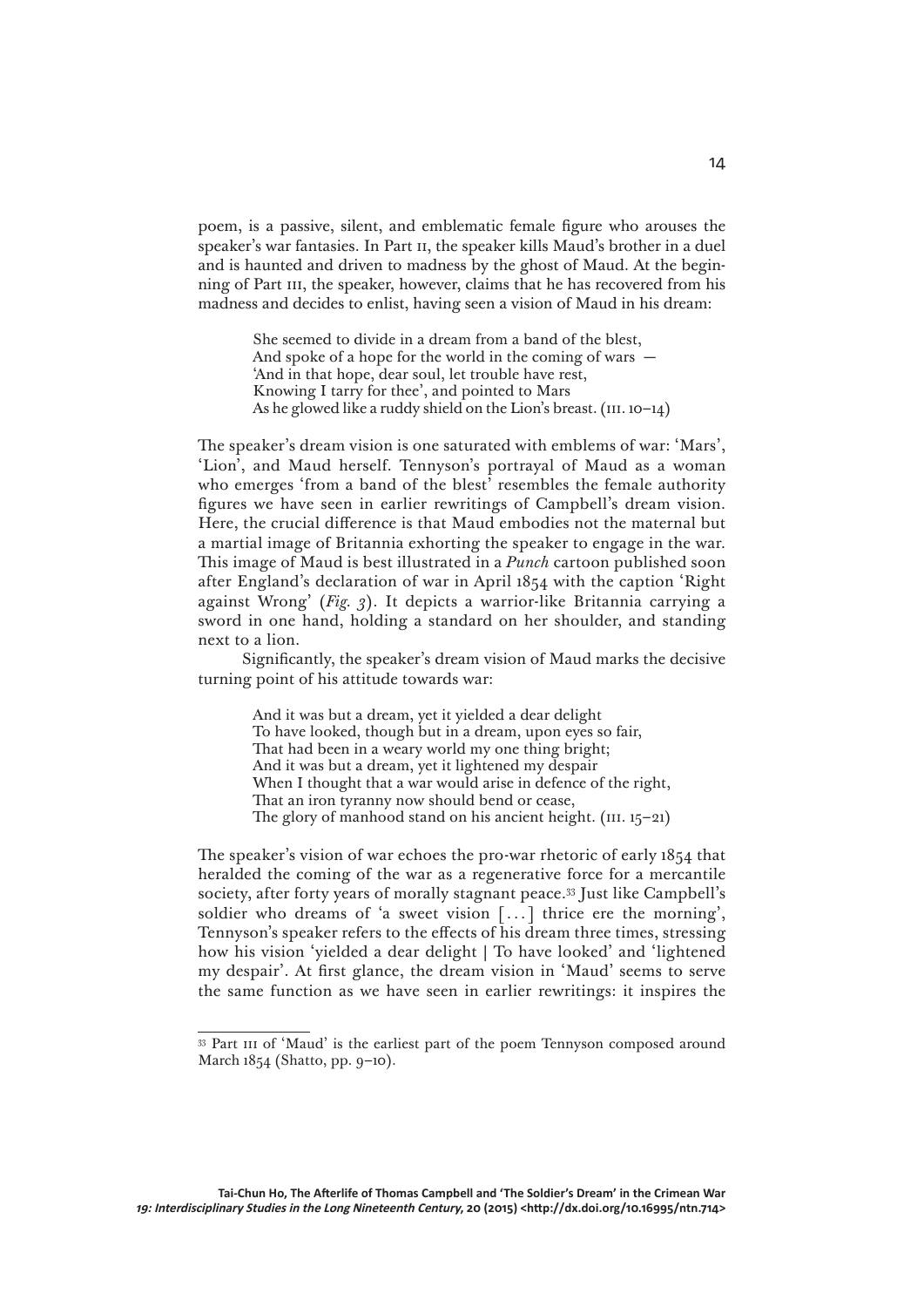poem, is a passive, silent, and emblematic female figure who arouses the speaker's war fantasies. In Part II, the speaker kills Maud's brother in a duel and is haunted and driven to madness by the ghost of Maud. At the beginning of Part III, the speaker, however, claims that he has recovered from his madness and decides to enlist, having seen a vision of Maud in his dream:

> She seemed to divide in a dream from a band of the blest,
> And spoke of a hope for the world in the coming of wars —
> 'And in that hope, dear soul, let trouble have rest,
> Knowing I tarry for thee', and pointed to Mars
> As he glowed like a ruddy shield on the Lion's breast. (III. 10–14)

The speaker's dream vision is one saturated with emblems of war: 'Mars', 'Lion', and Maud herself. Tennyson's portrayal of Maud as a woman who emerges 'from a band of the blest' resembles the female authority figures we have seen in earlier rewritings of Campbell's dream vision. Here, the crucial difference is that Maud embodies not the maternal but a martial image of Britannia exhorting the speaker to engage in the war. This image of Maud is best illustrated in a *Punch* cartoon published soon after England's declaration of war in April 1854 with the caption 'Right against Wrong' (*Fig. 3*). It depicts a warrior-like Britannia carrying a sword in one hand, holding a standard on her shoulder, and standing next to a lion.

Significantly, the speaker's dream vision of Maud marks the decisive turning point of his attitude towards war:

> And it was but a dream, yet it yielded a dear delight
> To have looked, though but in a dream, upon eyes so fair,
> That had been in a weary world my one thing bright;
> And it was but a dream, yet it lightened my despair
> When I thought that a war would arise in defence of the right,
> That an iron tyranny now should bend or cease,
> The glory of manhood stand on his ancient height. (III. 15–21)

The speaker's vision of war echoes the pro-war rhetoric of early 1854 that heralded the coming of the war as a regenerative force for a mercantile society, after forty years of morally stagnant peace.[33] Just like Campbell's soldier who dreams of 'a sweet vision [...] thrice ere the morning', Tennyson's speaker refers to the effects of his dream three times, stressing how his vision 'yielded a dear delight | To have looked' and 'lightened my despair'. At first glance, the dream vision in 'Maud' seems to serve the same function as we have seen in earlier rewritings: it inspires the

[33] Part III of 'Maud' is the earliest part of the poem Tennyson composed around March 1854 (Shatto, pp. 9–10).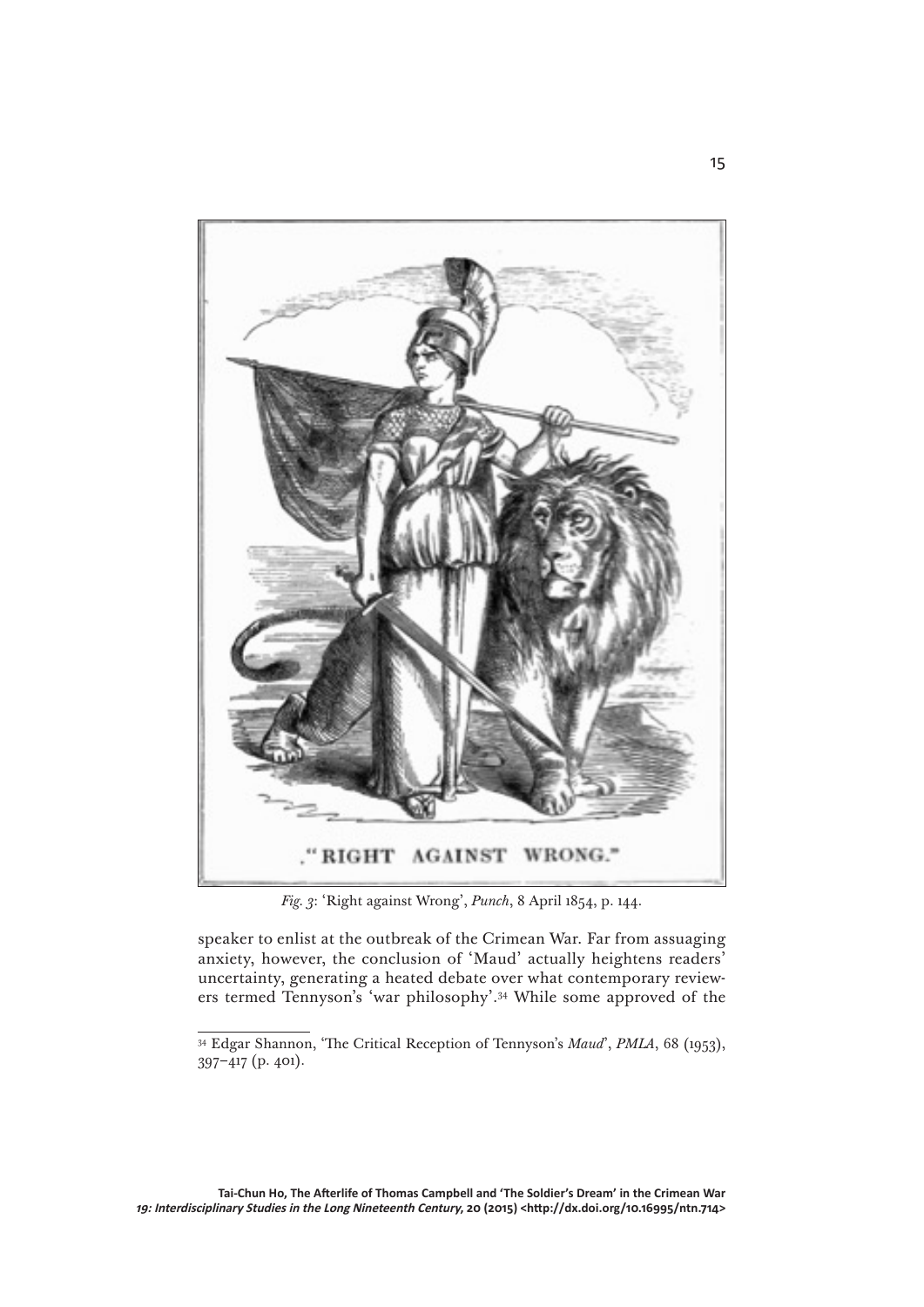*Fig. 3*: 'Right against Wrong', *Punch*, 8 April 1854, p. 144.

speaker to enlist at the outbreak of the Crimean War. Far from assuaging anxiety, however, the conclusion of 'Maud' actually heightens readers' uncertainty, generating a heated debate over what contemporary reviewers termed Tennyson's 'war philosophy'.[34] While some approved of the

---

[34] Edgar Shannon, 'The Critical Reception of Tennyson's *Maud*', *PMLA*, 68 (1953), 397–417 (p. 401).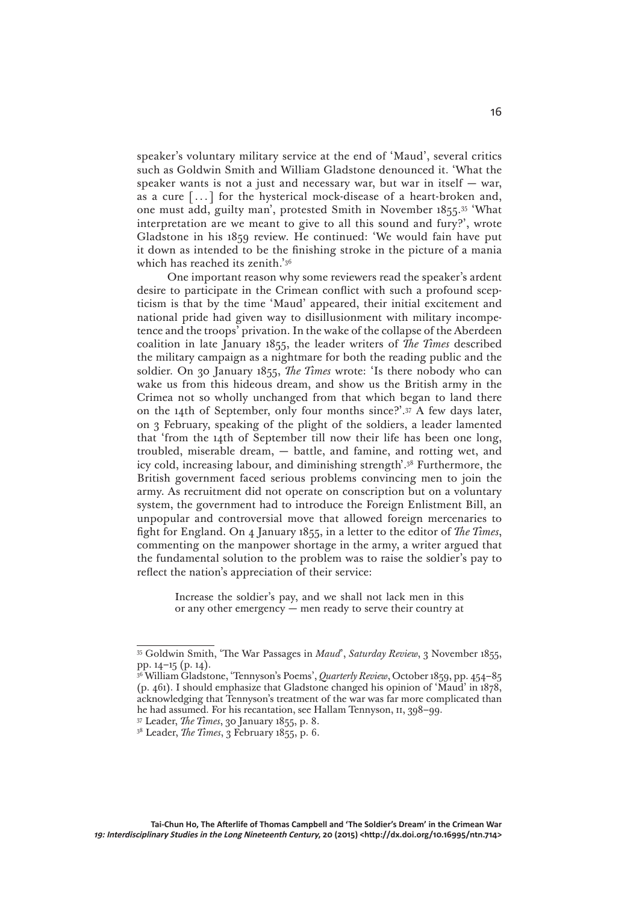speaker's voluntary military service at the end of 'Maud', several critics such as Goldwin Smith and William Gladstone denounced it. 'What the speaker wants is not a just and necessary war, but war in itself — war, as a cure [...] for the hysterical mock-disease of a heart-broken and, one must add, guilty man', protested Smith in November 1855.[35] 'What interpretation are we meant to give to all this sound and fury?', wrote Gladstone in his 1859 review. He continued: 'We would fain have put it down as intended to be the finishing stroke in the picture of a mania which has reached its zenith.'[36]

One important reason why some reviewers read the speaker's ardent desire to participate in the Crimean conflict with such a profound scepticism is that by the time 'Maud' appeared, their initial excitement and national pride had given way to disillusionment with military incompetence and the troops' privation. In the wake of the collapse of the Aberdeen coalition in late January 1855, the leader writers of *The Times* described the military campaign as a nightmare for both the reading public and the soldier. On 30 January 1855, *The Times* wrote: 'Is there nobody who can wake us from this hideous dream, and show us the British army in the Crimea not so wholly unchanged from that which began to land there on the 14th of September, only four months since?'.[37] A few days later, on 3 February, speaking of the plight of the soldiers, a leader lamented that 'from the 14th of September till now their life has been one long, troubled, miserable dream, — battle, and famine, and rotting wet, and icy cold, increasing labour, and diminishing strength'.[38] Furthermore, the British government faced serious problems convincing men to join the army. As recruitment did not operate on conscription but on a voluntary system, the government had to introduce the Foreign Enlistment Bill, an unpopular and controversial move that allowed foreign mercenaries to fight for England. On 4 January 1855, in a letter to the editor of *The Times*, commenting on the manpower shortage in the army, a writer argued that the fundamental solution to the problem was to raise the soldier's pay to reflect the nation's appreciation of their service:

> Increase the soldier's pay, and we shall not lack men in this or any other emergency — men ready to serve their country at

---

[35] Goldwin Smith, 'The War Passages in *Maud*', *Saturday Review*, 3 November 1855, pp. 14–15 (p. 14).

[36] William Gladstone, 'Tennyson's Poems', *Quarterly Review*, October 1859, pp. 454–85 (p. 461). I should emphasize that Gladstone changed his opinion of 'Maud' in 1878, acknowledging that Tennyson's treatment of the war was far more complicated than he had assumed. For his recantation, see Hallam Tennyson, II, 398–99.

[37] Leader, *The Times*, 30 January 1855, p. 8.

[38] Leader, *The Times*, 3 February 1855, p. 6.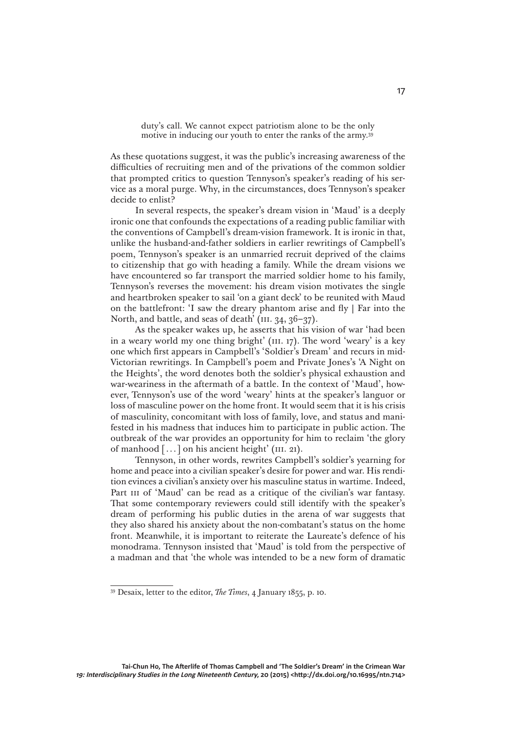> duty's call. We cannot expect patriotism alone to be the only motive in inducing our youth to enter the ranks of the army.[39]

As these quotations suggest, it was the public's increasing awareness of the difficulties of recruiting men and of the privations of the common soldier that prompted critics to question Tennyson's speaker's reading of his service as a moral purge. Why, in the circumstances, does Tennyson's speaker decide to enlist?

In several respects, the speaker's dream vision in 'Maud' is a deeply ironic one that confounds the expectations of a reading public familiar with the conventions of Campbell's dream-vision framework. It is ironic in that, unlike the husband-and-father soldiers in earlier rewritings of Campbell's poem, Tennyson's speaker is an unmarried recruit deprived of the claims to citizenship that go with heading a family. While the dream visions we have encountered so far transport the married soldier home to his family, Tennyson's reverses the movement: his dream vision motivates the single and heartbroken speaker to sail 'on a giant deck' to be reunited with Maud on the battlefront: 'I saw the dreary phantom arise and fly | Far into the North, and battle, and seas of death' (III. 34, 36–37).

As the speaker wakes up, he asserts that his vision of war 'had been in a weary world my one thing bright' (III. 17). The word 'weary' is a key one which first appears in Campbell's 'Soldier's Dream' and recurs in mid-Victorian rewritings. In Campbell's poem and Private Jones's 'A Night on the Heights', the word denotes both the soldier's physical exhaustion and war-weariness in the aftermath of a battle. In the context of 'Maud', however, Tennyson's use of the word 'weary' hints at the speaker's languor or loss of masculine power on the home front. It would seem that it is his crisis of masculinity, concomitant with loss of family, love, and status and manifested in his madness that induces him to participate in public action. The outbreak of the war provides an opportunity for him to reclaim 'the glory of manhood [...] on his ancient height' (III. 21).

Tennyson, in other words, rewrites Campbell's soldier's yearning for home and peace into a civilian speaker's desire for power and war. His rendition evinces a civilian's anxiety over his masculine status in wartime. Indeed, Part III of 'Maud' can be read as a critique of the civilian's war fantasy. That some contemporary reviewers could still identify with the speaker's dream of performing his public duties in the arena of war suggests that they also shared his anxiety about the non-combatant's status on the home front. Meanwhile, it is important to reiterate the Laureate's defence of his monodrama. Tennyson insisted that 'Maud' is told from the perspective of a madman and that 'the whole was intended to be a new form of dramatic

---

[39] Desaix, letter to the editor, *The Times*, 4 January 1855, p. 10.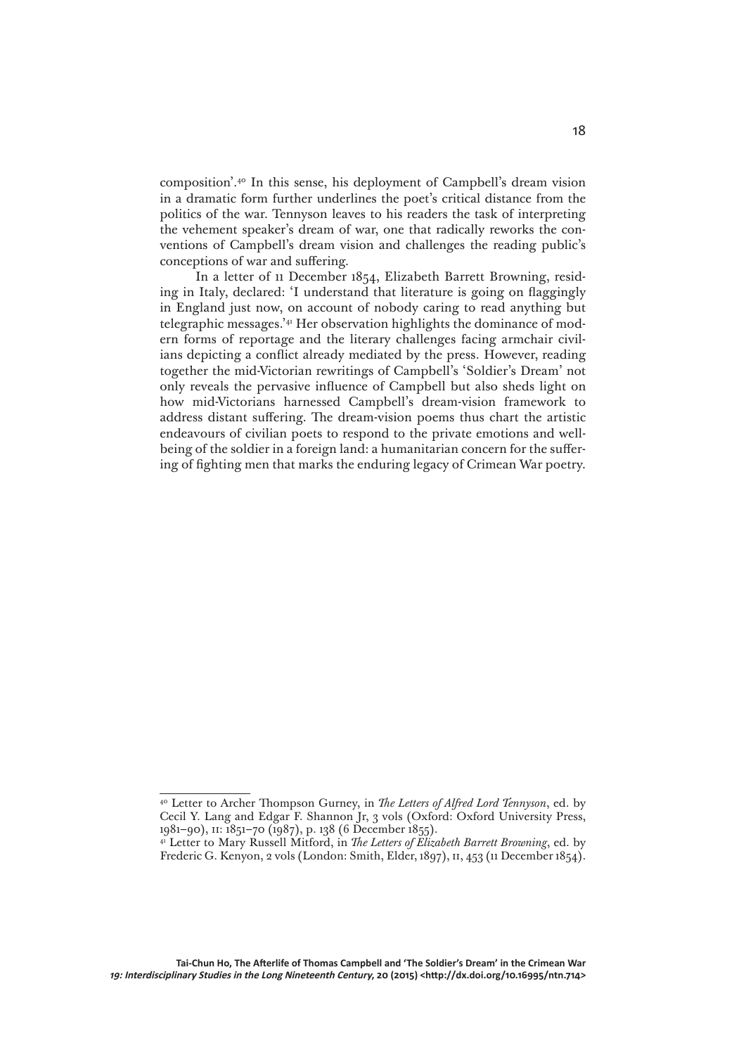composition'.[40] In this sense, his deployment of Campbell's dream vision in a dramatic form further underlines the poet's critical distance from the politics of the war. Tennyson leaves to his readers the task of interpreting the vehement speaker's dream of war, one that radically reworks the conventions of Campbell's dream vision and challenges the reading public's conceptions of war and suffering.

In a letter of 11 December 1854, Elizabeth Barrett Browning, residing in Italy, declared: 'I understand that literature is going on flaggingly in England just now, on account of nobody caring to read anything but telegraphic messages.'[41] Her observation highlights the dominance of modern forms of reportage and the literary challenges facing armchair civilians depicting a conflict already mediated by the press. However, reading together the mid-Victorian rewritings of Campbell's 'Soldier's Dream' not only reveals the pervasive influence of Campbell but also sheds light on how mid-Victorians harnessed Campbell's dream-vision framework to address distant suffering. The dream-vision poems thus chart the artistic endeavours of civilian poets to respond to the private emotions and well-being of the soldier in a foreign land: a humanitarian concern for the suffering of fighting men that marks the enduring legacy of Crimean War poetry.

---

[40] Letter to Archer Thompson Gurney, in *The Letters of Alfred Lord Tennyson*, ed. by Cecil Y. Lang and Edgar F. Shannon Jr, 3 vols (Oxford: Oxford University Press, 1981–90), II: 1851–70 (1987), p. 138 (6 December 1855).

[41] Letter to Mary Russell Mitford, in *The Letters of Elizabeth Barrett Browning*, ed. by Frederic G. Kenyon, 2 vols (London: Smith, Elder, 1897), II, 453 (11 December 1854).